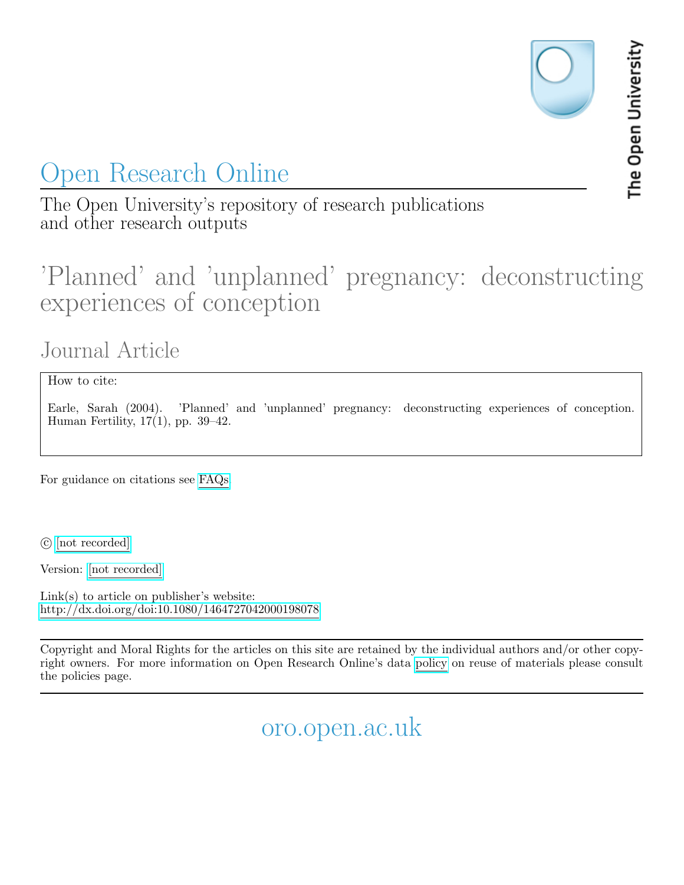The Open University

# Open Research Online

The Open University's repository of research publications and other research outputs

# 'Planned' and 'unplanned' pregnancy: deconstructing experiences of conception

## Journal Article

How to cite:

Earle, Sarah (2004). 'Planned' and 'unplanned' pregnancy: deconstructing experiences of conception. Human Fertility, 17(1), pp. 39–42.

For guidance on citations see FAQs.

© [not recorded]

Version: [not recorded]

Link(s) to article on publisher's website:
http://dx.doi.org/doi:10.1080/1464727042000198078

Copyright and Moral Rights for the articles on this site are retained by the individual authors and/or other copyright owners. For more information on Open Research Online's data policy on reuse of materials please consult the policies page.

oro.open.ac.uk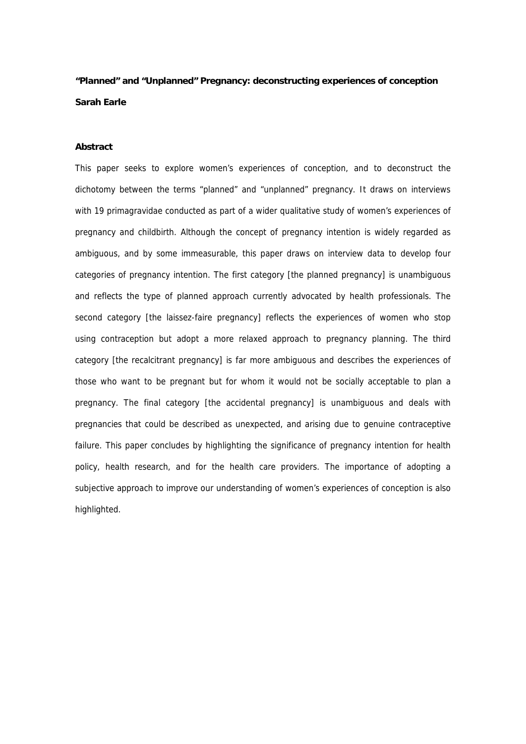**“Planned” and “Unplanned” Pregnancy: deconstructing experiences of conception**

**Sarah Earle**

**Abstract**

This paper seeks to explore women’s experiences of conception, and to deconstruct the dichotomy between the terms “planned” and “unplanned” pregnancy. It draws on interviews with 19 primagravidae conducted as part of a wider qualitative study of women’s experiences of pregnancy and childbirth. Although the concept of pregnancy intention is widely regarded as ambiguous, and by some immeasurable, this paper draws on interview data to develop four categories of pregnancy intention. The first category [the planned pregnancy] is unambiguous and reflects the type of planned approach currently advocated by health professionals. The second category [the laissez-faire pregnancy] reflects the experiences of women who stop using contraception but adopt a more relaxed approach to pregnancy planning. The third category [the recalcitrant pregnancy] is far more ambiguous and describes the experiences of those who want to be pregnant but for whom it would not be socially acceptable to plan a pregnancy. The final category [the accidental pregnancy] is unambiguous and deals with pregnancies that could be described as unexpected, and arising due to genuine contraceptive failure. This paper concludes by highlighting the significance of pregnancy intention for health policy, health research, and for the health care providers. The importance of adopting a subjective approach to improve our understanding of women’s experiences of conception is also highlighted.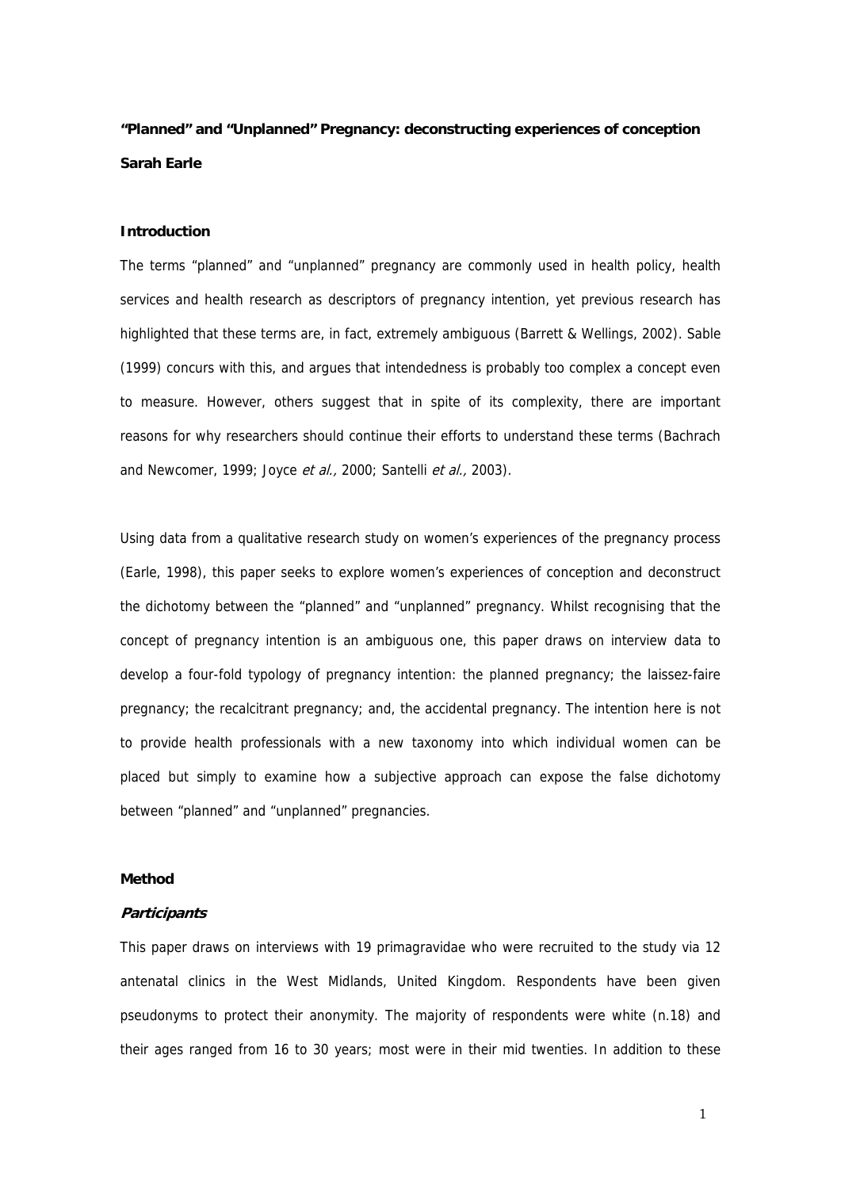**"Planned" and "Unplanned" Pregnancy: deconstructing experiences of conception**

**Sarah Earle**

**Introduction**

The terms "planned" and "unplanned" pregnancy are commonly used in health policy, health services and health research as descriptors of pregnancy intention, yet previous research has highlighted that these terms are, in fact, extremely ambiguous (Barrett & Wellings, 2002). Sable (1999) concurs with this, and argues that intendedness is probably too complex a concept even to measure. However, others suggest that in spite of its complexity, there are important reasons for why researchers should continue their efforts to understand these terms (Bachrach and Newcomer, 1999; Joyce *et al.,* 2000; Santelli *et al.,* 2003).

Using data from a qualitative research study on women's experiences of the pregnancy process (Earle, 1998), this paper seeks to explore women's experiences of conception and deconstruct the dichotomy between the "planned" and "unplanned" pregnancy. Whilst recognising that the concept of pregnancy intention is an ambiguous one, this paper draws on interview data to develop a four-fold typology of pregnancy intention: the planned pregnancy; the laissez-faire pregnancy; the recalcitrant pregnancy; and, the accidental pregnancy. The intention here is not to provide health professionals with a new taxonomy into which individual women can be placed but simply to examine how a subjective approach can expose the false dichotomy between "planned" and "unplanned" pregnancies.

**Method**

***Participants***

This paper draws on interviews with 19 primagravidae who were recruited to the study via 12 antenatal clinics in the West Midlands, United Kingdom. Respondents have been given pseudonyms to protect their anonymity. The majority of respondents were white (n.18) and their ages ranged from 16 to 30 years; most were in their mid twenties. In addition to these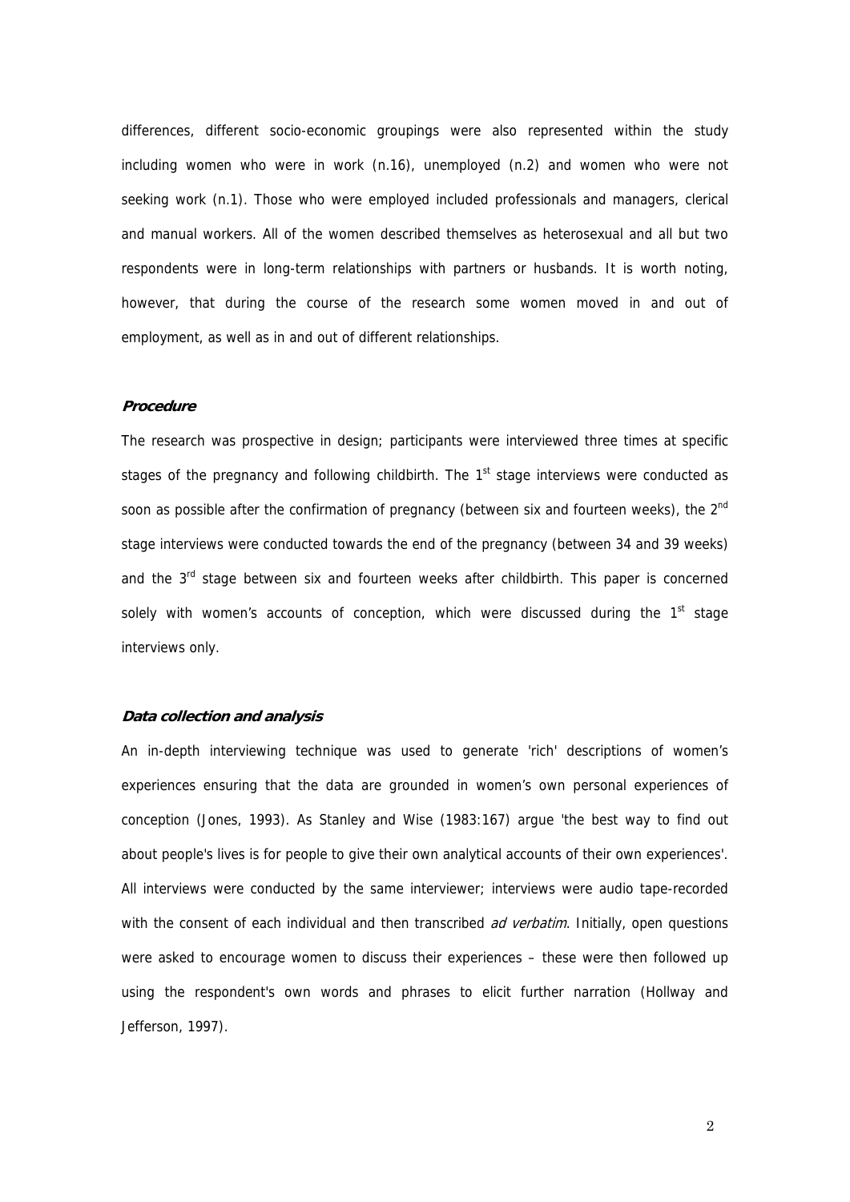differences, different socio-economic groupings were also represented within the study including women who were in work (n.16), unemployed (n.2) and women who were not seeking work (n.1). Those who were employed included professionals and managers, clerical and manual workers. All of the women described themselves as heterosexual and all but two respondents were in long-term relationships with partners or husbands. It is worth noting, however, that during the course of the research some women moved in and out of employment, as well as in and out of different relationships.

### *Procedure*

The research was prospective in design; participants were interviewed three times at specific stages of the pregnancy and following childbirth. The 1st stage interviews were conducted as soon as possible after the confirmation of pregnancy (between six and fourteen weeks), the 2nd stage interviews were conducted towards the end of the pregnancy (between 34 and 39 weeks) and the 3rd stage between six and fourteen weeks after childbirth. This paper is concerned solely with women's accounts of conception, which were discussed during the 1st stage interviews only.

### *Data collection and analysis*

An in-depth interviewing technique was used to generate 'rich' descriptions of women's experiences ensuring that the data are grounded in women's own personal experiences of conception (Jones, 1993). As Stanley and Wise (1983:167) argue 'the best way to find out about people's lives is for people to give their own analytical accounts of their own experiences'. All interviews were conducted by the same interviewer; interviews were audio tape-recorded with the consent of each individual and then transcribed *ad verbatim*. Initially, open questions were asked to encourage women to discuss their experiences – these were then followed up using the respondent's own words and phrases to elicit further narration (Hollway and Jefferson, 1997).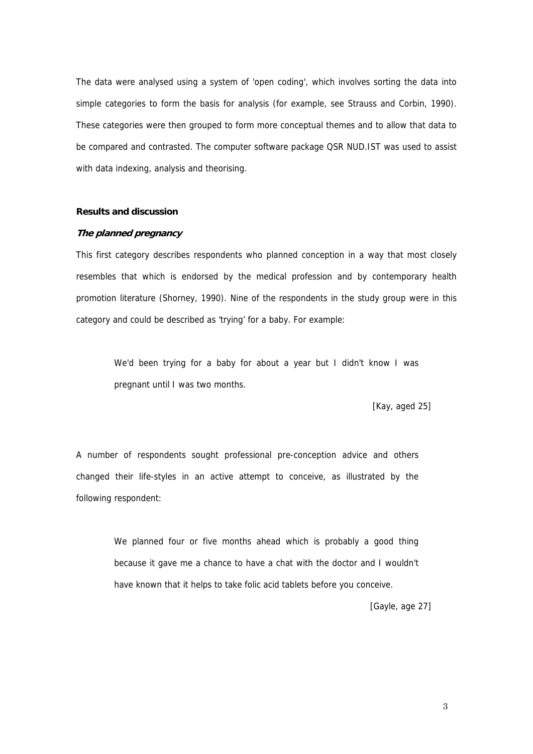The data were analysed using a system of 'open coding', which involves sorting the data into simple categories to form the basis for analysis (for example, see Strauss and Corbin, 1990). These categories were then grouped to form more conceptual themes and to allow that data to be compared and contrasted. The computer software package QSR NUD.IST was used to assist with data indexing, analysis and theorising.

## Results and discussion

### *The planned pregnancy*

This first category describes respondents who planned conception in a way that most closely resembles that which is endorsed by the medical profession and by contemporary health promotion literature (Shorney, 1990). Nine of the respondents in the study group were in this category and could be described as 'trying' for a baby. For example:

> We'd been trying for a baby for about a year but I didn't know I was pregnant until I was two months.
>
> [Kay, aged 25]

A number of respondents sought professional pre-conception advice and others changed their life-styles in an active attempt to conceive, as illustrated by the following respondent:

> We planned four or five months ahead which is probably a good thing because it gave me a chance to have a chat with the doctor and I wouldn't have known that it helps to take folic acid tablets before you conceive.
>
> [Gayle, age 27]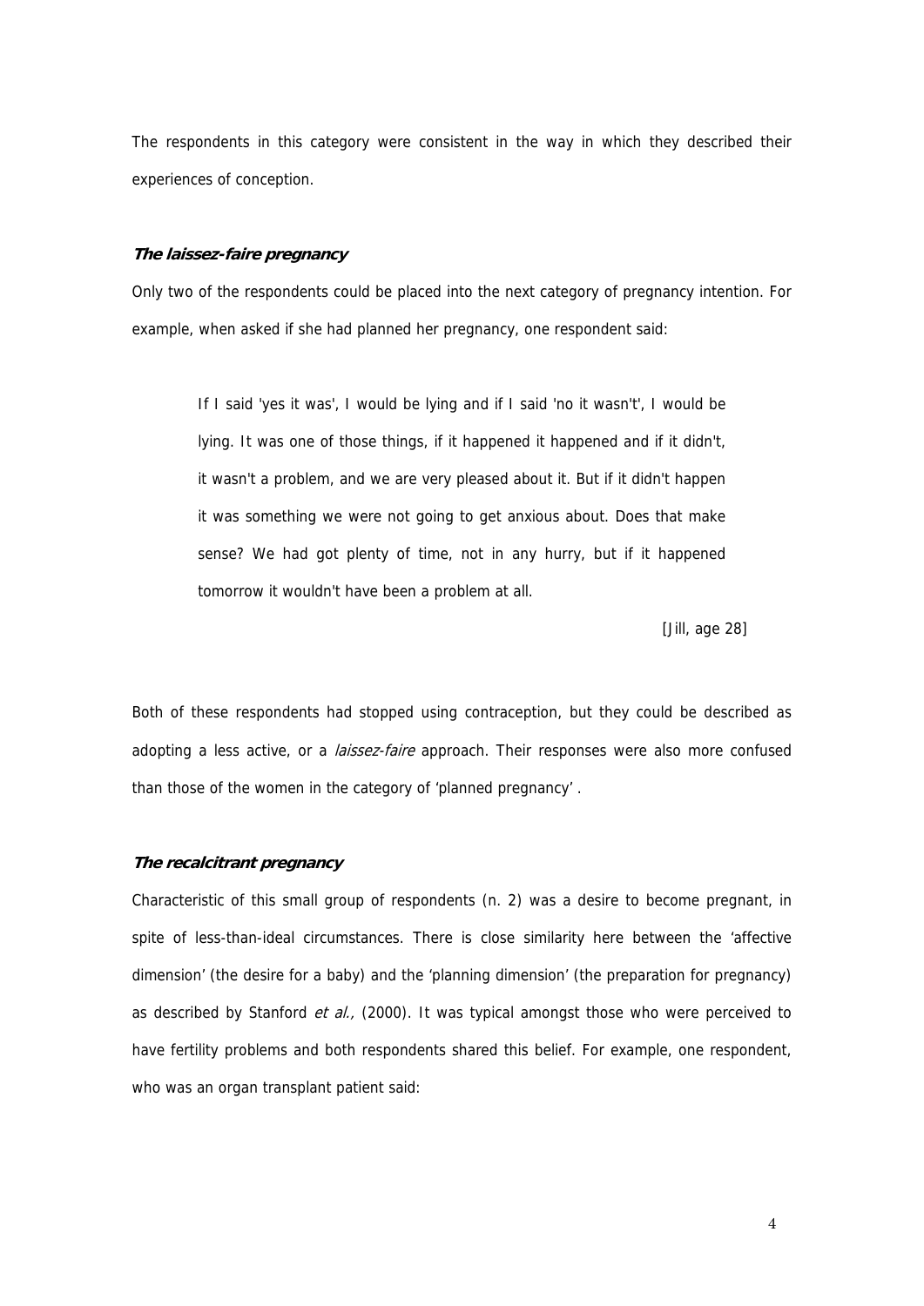The respondents in this category were consistent in the way in which they described their experiences of conception.

### *The laissez-faire pregnancy*

Only two of the respondents could be placed into the next category of pregnancy intention. For example, when asked if she had planned her pregnancy, one respondent said:

> If I said 'yes it was', I would be lying and if I said 'no it wasn't', I would be lying. It was one of those things, if it happened it happened and if it didn't, it wasn't a problem, and we are very pleased about it. But if it didn't happen it was something we were not going to get anxious about. Does that make sense? We had got plenty of time, not in any hurry, but if it happened tomorrow it wouldn't have been a problem at all.
>
> [Jill, age 28]

Both of these respondents had stopped using contraception, but they could be described as adopting a less active, or a *laissez-faire* approach. Their responses were also more confused than those of the women in the category of 'planned pregnancy' .

### *The recalcitrant pregnancy*

Characteristic of this small group of respondents (n. 2) was a desire to become pregnant, in spite of less-than-ideal circumstances. There is close similarity here between the 'affective dimension' (the desire for a baby) and the 'planning dimension' (the preparation for pregnancy) as described by Stanford *et al.,* (2000). It was typical amongst those who were perceived to have fertility problems and both respondents shared this belief. For example, one respondent, who was an organ transplant patient said: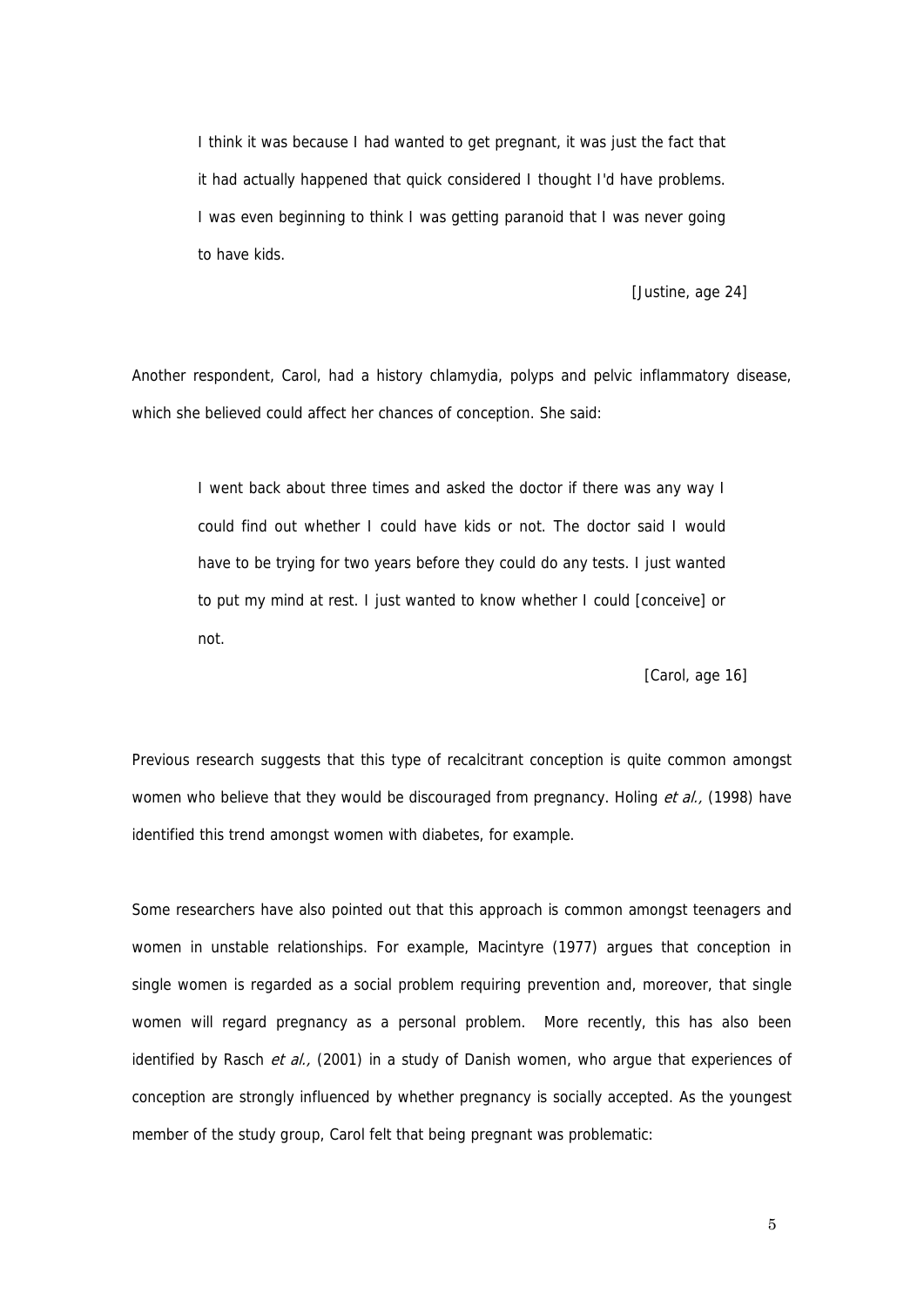> I think it was because I had wanted to get pregnant, it was just the fact that it had actually happened that quick considered I thought I'd have problems. I was even beginning to think I was getting paranoid that I was never going to have kids.
>
> [Justine, age 24]

Another respondent, Carol, had a history chlamydia, polyps and pelvic inflammatory disease, which she believed could affect her chances of conception. She said:

> I went back about three times and asked the doctor if there was any way I could find out whether I could have kids or not. The doctor said I would have to be trying for two years before they could do any tests. I just wanted to put my mind at rest. I just wanted to know whether I could [conceive] or not.
>
> [Carol, age 16]

Previous research suggests that this type of recalcitrant conception is quite common amongst women who believe that they would be discouraged from pregnancy. Holing *et al.,* (1998) have identified this trend amongst women with diabetes, for example.

Some researchers have also pointed out that this approach is common amongst teenagers and women in unstable relationships. For example, Macintyre (1977) argues that conception in single women is regarded as a social problem requiring prevention and, moreover, that single women will regard pregnancy as a personal problem. More recently, this has also been identified by Rasch *et al.,* (2001) in a study of Danish women, who argue that experiences of conception are strongly influenced by whether pregnancy is socially accepted. As the youngest member of the study group, Carol felt that being pregnant was problematic: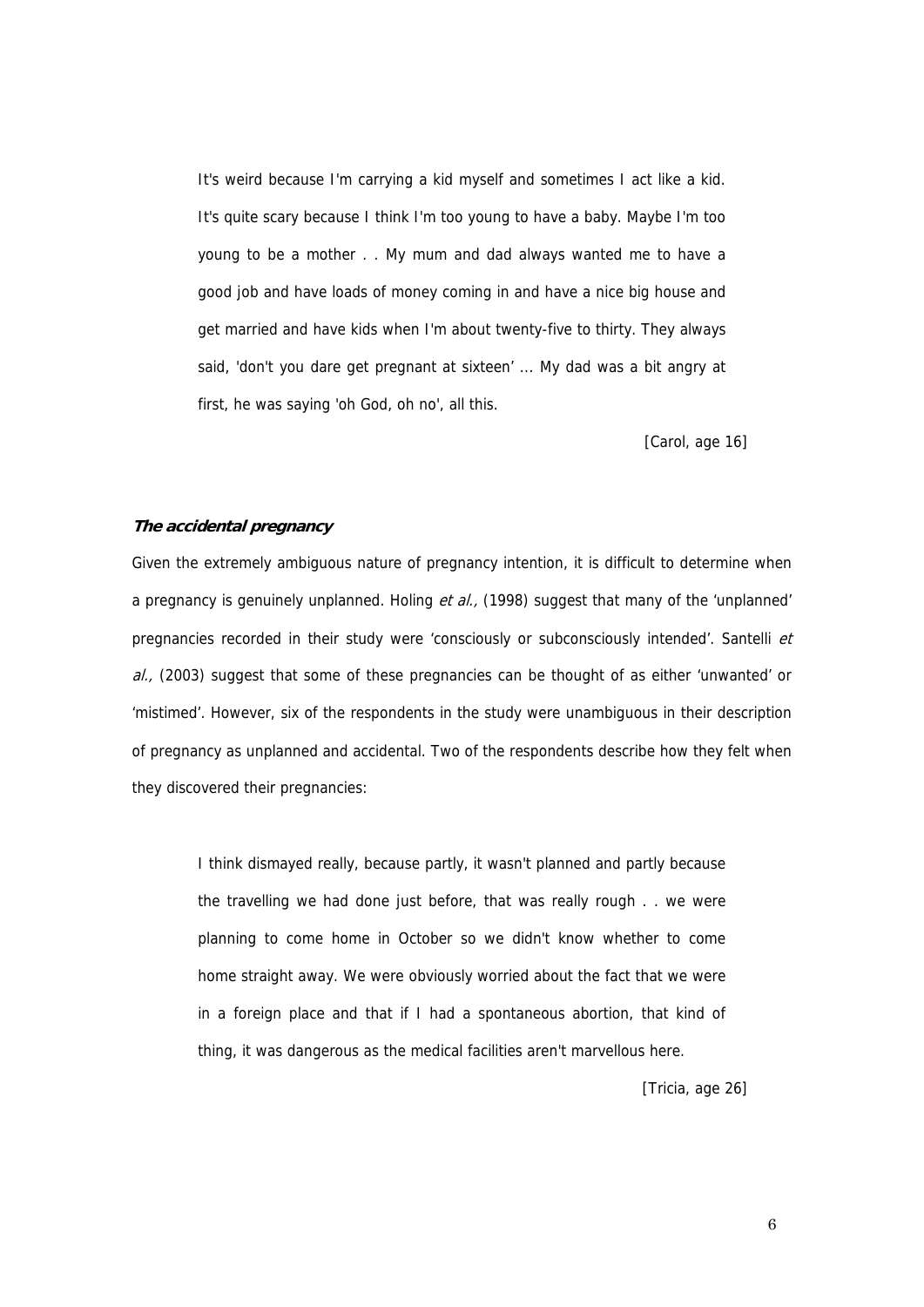> It's weird because I'm carrying a kid myself and sometimes I act like a kid. It's quite scary because I think I'm too young to have a baby. Maybe I'm too young to be a mother . . My mum and dad always wanted me to have a good job and have loads of money coming in and have a nice big house and get married and have kids when I'm about twenty-five to thirty. They always said, 'don't you dare get pregnant at sixteen' ... My dad was a bit angry at first, he was saying 'oh God, oh no', all this.
>
> [Carol, age 16]

### ***The accidental pregnancy***

Given the extremely ambiguous nature of pregnancy intention, it is difficult to determine when a pregnancy is genuinely unplanned. Holing *et al.,* (1998) suggest that many of the 'unplanned' pregnancies recorded in their study were 'consciously or subconsciously intended'. Santelli *et al.,* (2003) suggest that some of these pregnancies can be thought of as either 'unwanted' or 'mistimed'. However, six of the respondents in the study were unambiguous in their description of pregnancy as unplanned and accidental. Two of the respondents describe how they felt when they discovered their pregnancies:

> I think dismayed really, because partly, it wasn't planned and partly because the travelling we had done just before, that was really rough . . we were planning to come home in October so we didn't know whether to come home straight away. We were obviously worried about the fact that we were in a foreign place and that if I had a spontaneous abortion, that kind of thing, it was dangerous as the medical facilities aren't marvellous here.
>
> [Tricia, age 26]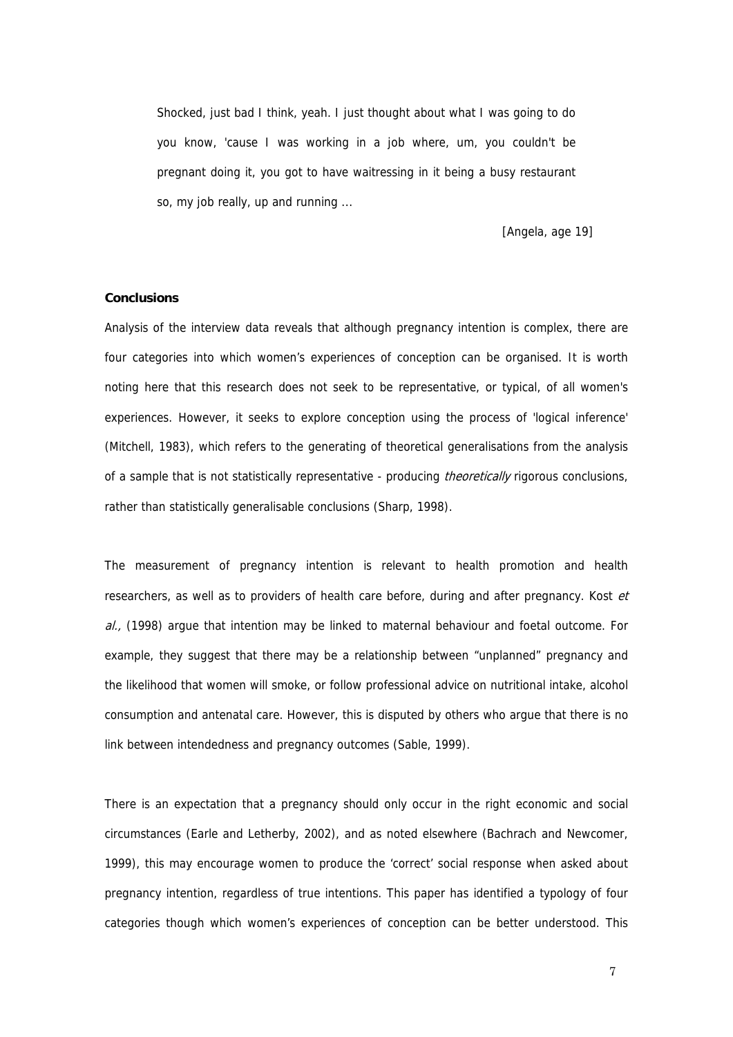> Shocked, just bad I think, yeah. I just thought about what I was going to do you know, 'cause I was working in a job where, um, you couldn't be pregnant doing it, you got to have waitressing in it being a busy restaurant so, my job really, up and running ...
>
> [Angela, age 19]

**Conclusions**

Analysis of the interview data reveals that although pregnancy intention is complex, there are four categories into which women's experiences of conception can be organised. It is worth noting here that this research does not seek to be representative, or typical, of all women's experiences. However, it seeks to explore conception using the process of 'logical inference' (Mitchell, 1983), which refers to the generating of theoretical generalisations from the analysis of a sample that is not statistically representative - producing *theoretically* rigorous conclusions, rather than statistically generalisable conclusions (Sharp, 1998).

The measurement of pregnancy intention is relevant to health promotion and health researchers, as well as to providers of health care before, during and after pregnancy. Kost *et al.,* (1998) argue that intention may be linked to maternal behaviour and foetal outcome. For example, they suggest that there may be a relationship between "unplanned" pregnancy and the likelihood that women will smoke, or follow professional advice on nutritional intake, alcohol consumption and antenatal care. However, this is disputed by others who argue that there is no link between intendedness and pregnancy outcomes (Sable, 1999).

There is an expectation that a pregnancy should only occur in the right economic and social circumstances (Earle and Letherby, 2002), and as noted elsewhere (Bachrach and Newcomer, 1999), this may encourage women to produce the 'correct' social response when asked about pregnancy intention, regardless of true intentions. This paper has identified a typology of four categories though which women's experiences of conception can be better understood. This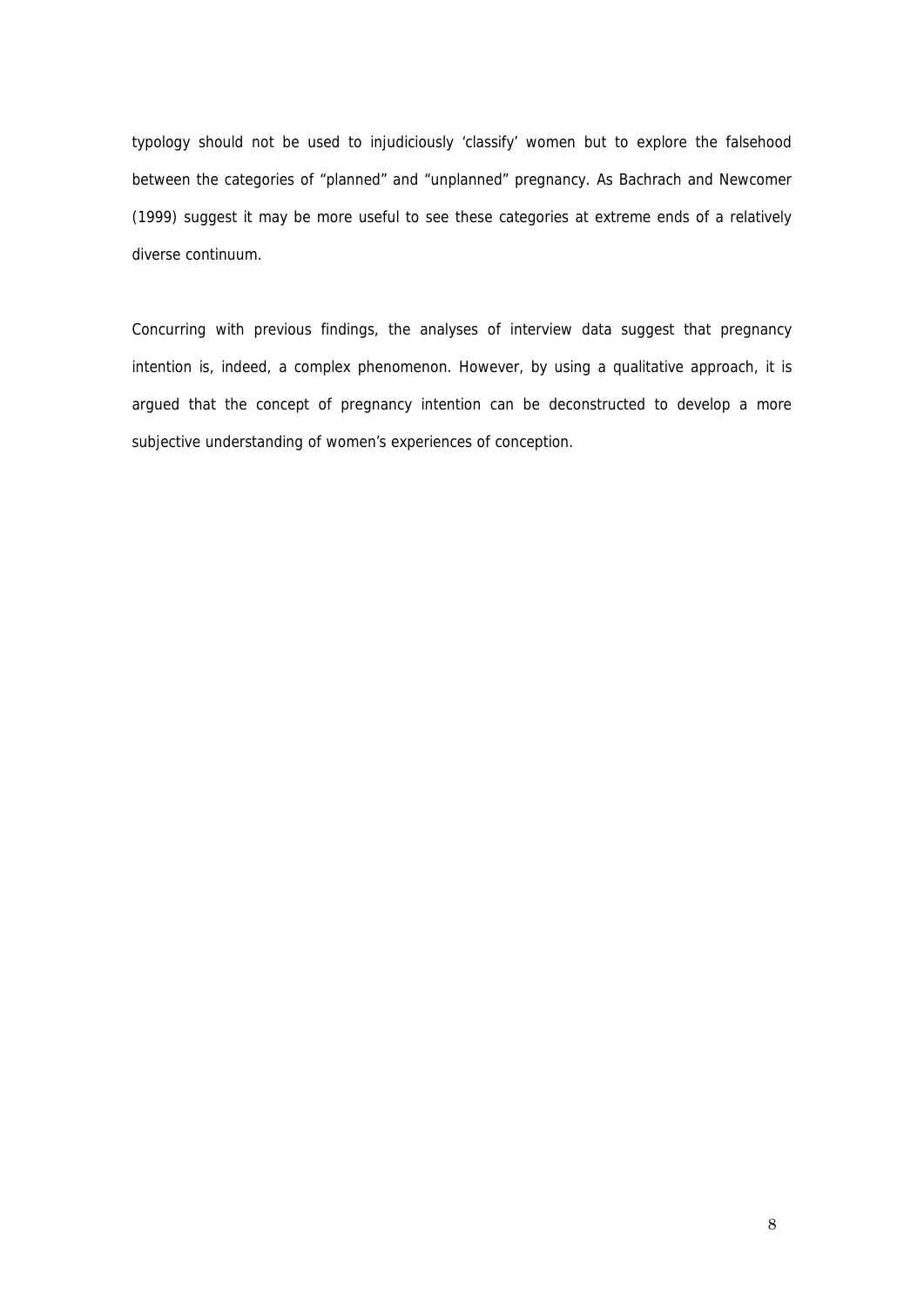typology should not be used to injudiciously 'classify' women but to explore the falsehood between the categories of "planned" and "unplanned" pregnancy. As Bachrach and Newcomer (1999) suggest it may be more useful to see these categories at extreme ends of a relatively diverse continuum.

Concurring with previous findings, the analyses of interview data suggest that pregnancy intention is, indeed, a complex phenomenon. However, by using a qualitative approach, it is argued that the concept of pregnancy intention can be deconstructed to develop a more subjective understanding of women's experiences of conception.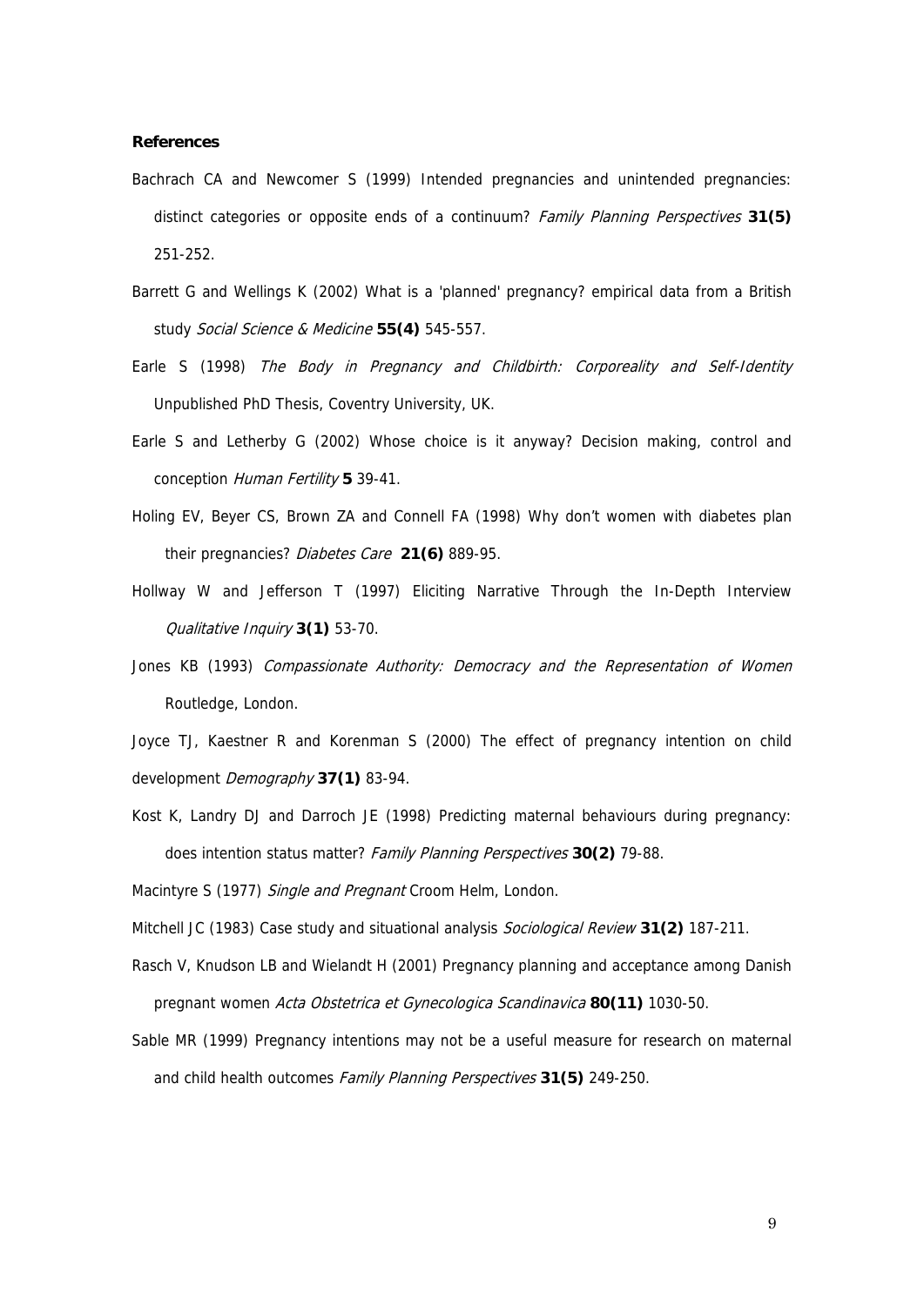**References**

Bachrach CA and Newcomer S (1999) Intended pregnancies and unintended pregnancies: distinct categories or opposite ends of a continuum? *Family Planning Perspectives* **31(5)** 251-252.

Barrett G and Wellings K (2002) What is a 'planned' pregnancy? empirical data from a British study *Social Science & Medicine* **55(4)** 545-557.

Earle S (1998) *The Body in Pregnancy and Childbirth: Corporeality and Self-Identity* Unpublished PhD Thesis, Coventry University, UK.

Earle S and Letherby G (2002) Whose choice is it anyway? Decision making, control and conception *Human Fertility* **5** 39-41.

Holing EV, Beyer CS, Brown ZA and Connell FA (1998) Why don't women with diabetes plan their pregnancies? *Diabetes Care* **21(6)** 889-95.

Hollway W and Jefferson T (1997) Eliciting Narrative Through the In-Depth Interview *Qualitative Inquiry* **3(1)** 53-70.

Jones KB (1993) *Compassionate Authority: Democracy and the Representation of Women* Routledge, London.

Joyce TJ, Kaestner R and Korenman S (2000) The effect of pregnancy intention on child development *Demography* **37(1)** 83-94.

Kost K, Landry DJ and Darroch JE (1998) Predicting maternal behaviours during pregnancy: does intention status matter? *Family Planning Perspectives* **30(2)** 79-88.

Macintyre S (1977) *Single and Pregnant* Croom Helm, London.

Mitchell JC (1983) Case study and situational analysis *Sociological Review* **31(2)** 187-211.

Rasch V, Knudson LB and Wielandt H (2001) Pregnancy planning and acceptance among Danish pregnant women *Acta Obstetrica et Gynecologica Scandinavica* **80(11)** 1030-50.

Sable MR (1999) Pregnancy intentions may not be a useful measure for research on maternal and child health outcomes *Family Planning Perspectives* **31(5)** 249-250.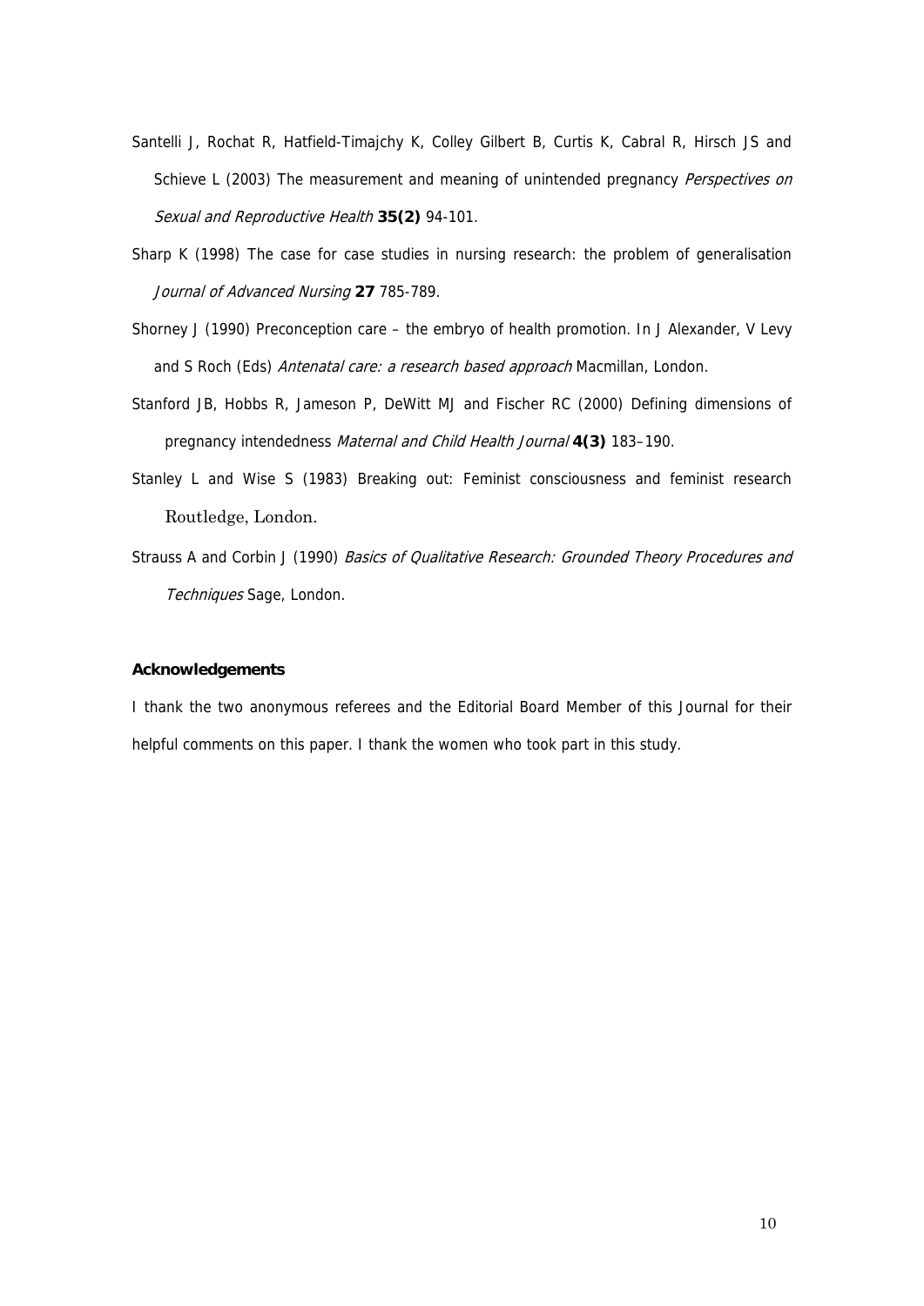Santelli J, Rochat R, Hatfield-Timajchy K, Colley Gilbert B, Curtis K, Cabral R, Hirsch JS and Schieve L (2003) The measurement and meaning of unintended pregnancy *Perspectives on Sexual and Reproductive Health* **35(2)** 94-101.

Sharp K (1998) The case for case studies in nursing research: the problem of generalisation *Journal of Advanced Nursing* **27** 785-789.

Shorney J (1990) Preconception care – the embryo of health promotion. In J Alexander, V Levy and S Roch (Eds) *Antenatal care: a research based approach* Macmillan, London.

Stanford JB, Hobbs R, Jameson P, DeWitt MJ and Fischer RC (2000) Defining dimensions of pregnancy intendedness *Maternal and Child Health Journal* **4(3)** 183–190.

Stanley L and Wise S (1983) Breaking out: Feminist consciousness and feminist research Routledge, London.

Strauss A and Corbin J (1990) *Basics of Qualitative Research: Grounded Theory Procedures and Techniques* Sage, London.

**Acknowledgements**

I thank the two anonymous referees and the Editorial Board Member of this Journal for their helpful comments on this paper. I thank the women who took part in this study.